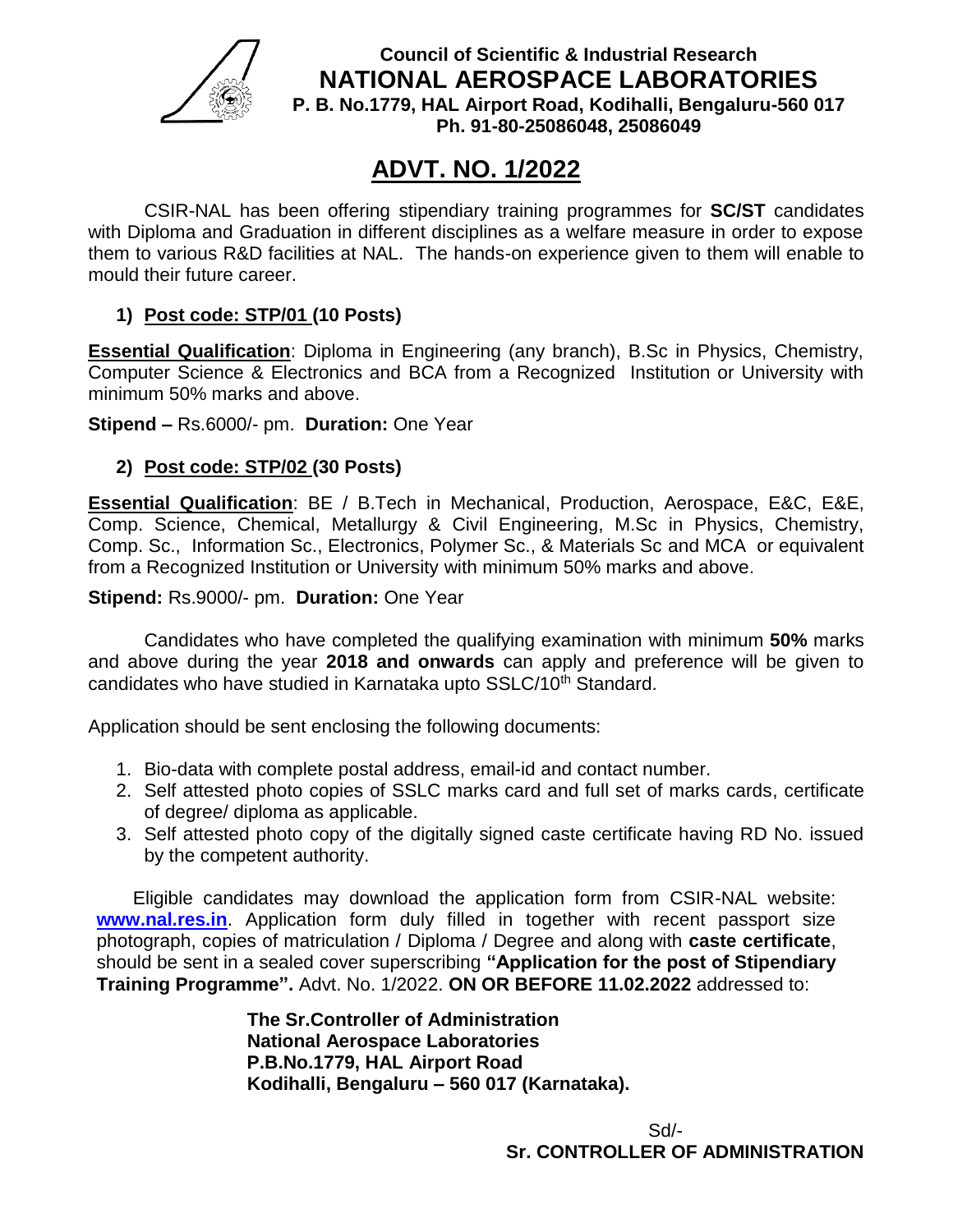**Council of Scientific & Industrial Research**
**NATIONAL AEROSPACE LABORATORIES**
**P. B. No.1779, HAL Airport Road, Kodihalli, Bengaluru-560 017**
**Ph. 91-80-25086048, 25086049**

# ADVT. NO. 1/2022

CSIR-NAL has been offering stipendiary training programmes for **SC/ST** candidates with Diploma and Graduation in different disciplines as a welfare measure in order to expose them to various R&D facilities at NAL. The hands-on experience given to them will enable to mould their future career.

### 1) Post code: STP/01 (10 Posts)

**Essential Qualification**: Diploma in Engineering (any branch), B.Sc in Physics, Chemistry, Computer Science & Electronics and BCA from a Recognized Institution or University with minimum 50% marks and above.

**Stipend –** Rs.6000/- pm. **Duration:** One Year

### 2) Post code: STP/02 (30 Posts)

**Essential Qualification**: BE / B.Tech in Mechanical, Production, Aerospace, E&C, E&E, Comp. Science, Chemical, Metallurgy & Civil Engineering, M.Sc in Physics, Chemistry, Comp. Sc., Information Sc., Electronics, Polymer Sc., & Materials Sc and MCA or equivalent from a Recognized Institution or University with minimum 50% marks and above.

**Stipend:** Rs.9000/- pm. **Duration:** One Year

Candidates who have completed the qualifying examination with minimum **50%** marks and above during the year **2018 and onwards** can apply and preference will be given to candidates who have studied in Karnataka upto SSLC/10th Standard.

Application should be sent enclosing the following documents:

1. Bio-data with complete postal address, email-id and contact number.
2. Self attested photo copies of SSLC marks card and full set of marks cards, certificate of degree/ diploma as applicable.
3. Self attested photo copy of the digitally signed caste certificate having RD No. issued by the competent authority.

Eligible candidates may download the application form from CSIR-NAL website: **www.nal.res.in**. Application form duly filled in together with recent passport size photograph, copies of matriculation / Diploma / Degree and along with **caste certificate**, should be sent in a sealed cover superscribing **"Application for the post of Stipendiary Training Programme".** Advt. No. 1/2022. **ON OR BEFORE 11.02.2022** addressed to:

**The Sr.Controller of Administration**
**National Aerospace Laboratories**
**P.B.No.1779, HAL Airport Road**
**Kodihalli, Bengaluru – 560 017 (Karnataka).**

Sd/-
**Sr. CONTROLLER OF ADMINISTRATION**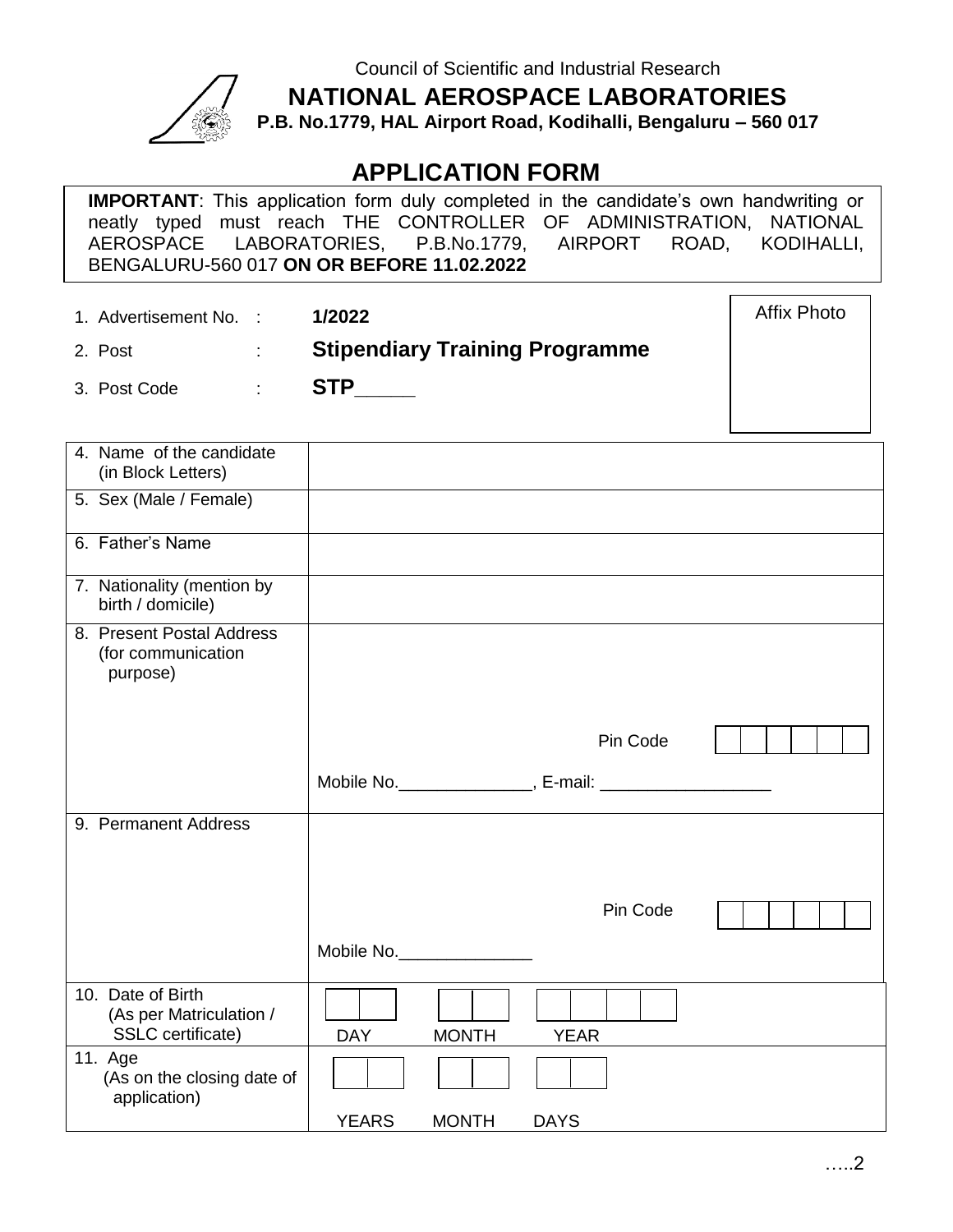Council of Scientific and Industrial Research

# NATIONAL AEROSPACE LABORATORIES

**P.B. No.1779, HAL Airport Road, Kodihalli, Bengaluru – 560 017**

## APPLICATION FORM

**IMPORTANT**: This application form duly completed in the candidate's own handwriting or neatly typed must reach THE CONTROLLER OF ADMINISTRATION, NATIONAL AEROSPACE LABORATORIES, P.B.No.1779, AIRPORT ROAD, KODIHALLI, BENGALURU-560 017 **ON OR BEFORE 11.02.2022**

1. Advertisement No. : **1/2022**
2. Post : **Stipendiary Training Programme**
3. Post Code : **STP_____**

Affix Photo

| | |
|---|---|
| 4. Name of the candidate (in Block Letters) | |
| 5. Sex (Male / Female) | |
| 6. Father's Name | |
| 7. Nationality (mention by birth / domicile) | |
| 8. Present Postal Address (for communication purpose) | Pin Code <br> Mobile No.______________, E-mail: __________________ |
| 9. Permanent Address | Pin Code <br> Mobile No.______________ |
| 10. Date of Birth (As per Matriculation / SSLC certificate) | DAY MONTH YEAR |
| 11. Age (As on the closing date of application) | YEARS MONTH DAYS |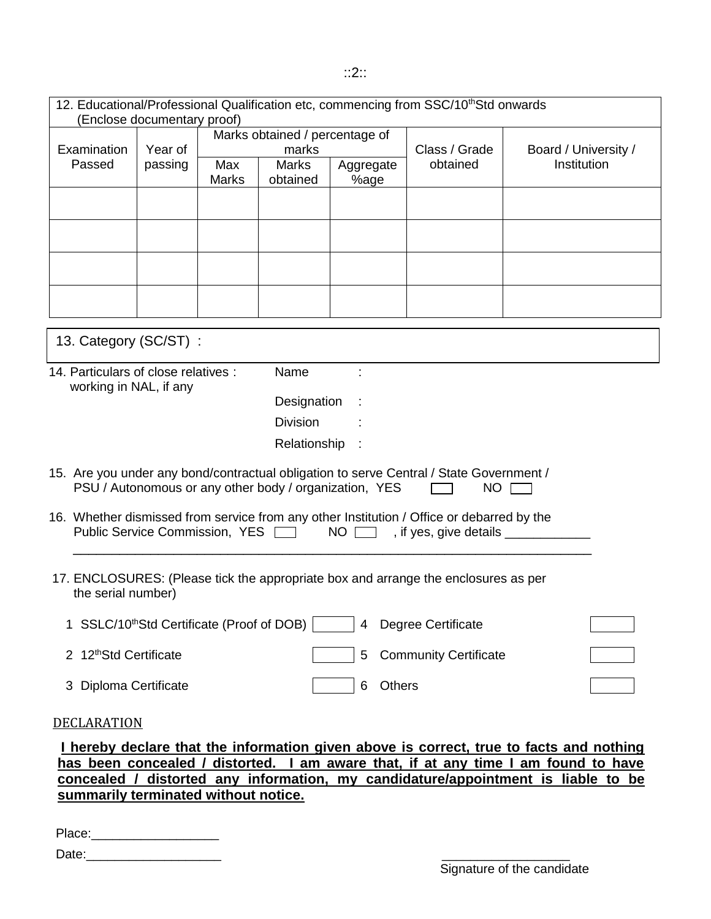12. Educational/Professional Qualification etc, commencing from SSC/10thStd onwards (Enclose documentary proof)

| Examination Passed | Year of passing | Marks obtained / percentage of marks | | | Class / Grade obtained | Board / University / Institution |
|---|---|---|---|---|---|---|
| | | Max Marks | Marks obtained | Aggregate %age | | |
| | | | | | | |
| | | | | | | |
| | | | | | | |
| | | | | | | |

13. Category (SC/ST) :

14. Particulars of close relatives working in NAL, if any :

Name :

Designation :

Division :

Relationship :

15. Are you under any bond/contractual obligation to serve Central / State Government / PSU / Autonomous or any other body / organization, YES ☐ NO ☐

16. Whether dismissed from service from any other Institution / Office or debarred by the Public Service Commission, YES ☐ NO ☐ , if yes, give details ____________
____________________________________________________________________________

17. ENCLOSURES: (Please tick the appropriate box and arrange the enclosures as per the serial number)

| | | | | | |
|---|---|---|---|---|---|
| 1 | SSLC/10thStd Certificate (Proof of DOB) | ☐ | 4 | Degree Certificate | ☐ |
| 2 | 12thStd Certificate | ☐ | 5 | Community Certificate | ☐ |
| 3 | Diploma Certificate | ☐ | 6 | Others | ☐ |

## DECLARATION

**I hereby declare that the information given above is correct, true to facts and nothing has been concealed / distorted. I am aware that, if at any time I am found to have concealed / distorted any information, my candidature/appointment is liable to be summarily terminated without notice.**

Place:__________________

Date:___________________

__________________
Signature of the candidate